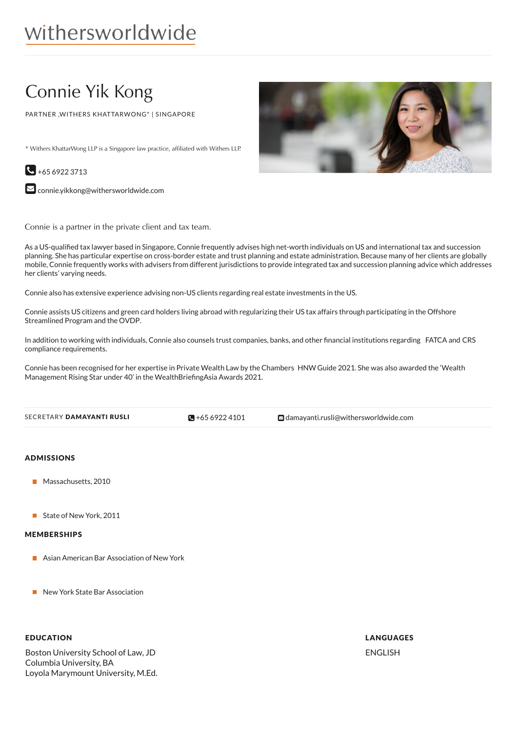withersworldwide

# Connie Yik Kong

PARTNER ,WITHERS KHATTARWONG* | SINGAPORE

* Withers KhattarWong LLP is a Singapore law practice, affiliated with Withers LLP.

+65 6922 3713

connie.yikkong@withersworldwide.com

Connie is a partner in the private client and tax team.

As a US-qualified tax lawyer based in Singapore, Connie frequently advises high net-worth individuals on US and international tax and succession planning. She has particular expertise on cross-border estate and trust planning and estate administration. Because many of her clients are globally mobile, Connie frequently works with advisers from different jurisdictions to provide integrated tax and succession planning advice which addresses her clients' varying needs.

Connie also has extensive experience advising non-US clients regarding real estate investments in the US.

Connie assists US citizens and green card holders living abroad with regularizing their US tax affairs through participating in the Offshore Streamlined Program and the OVDP.

In addition to working with individuals, Connie also counsels trust companies, banks, and other financial institutions regarding FATCA and CRS compliance requirements.

Connie has been recognised for her expertise in Private Wealth Law by the Chambers HNW Guide 2021. She was also awarded the 'Wealth Management Rising Star under 40' in the WealthBriefingAsia Awards 2021.

SECRETARY **DAMAYANTI RUSLI** +65 6922 4101 damayanti.rusli@withersworldwide.com

## ADMISSIONS

- Massachusetts, 2010
- State of New York, 2011

## MEMBERSHIPS

- Asian American Bar Association of New York
- New York State Bar Association

## EDUCATION

Boston University School of Law, JD
Columbia University, BA
Loyola Marymount University, M.Ed.

## LANGUAGES

ENGLISH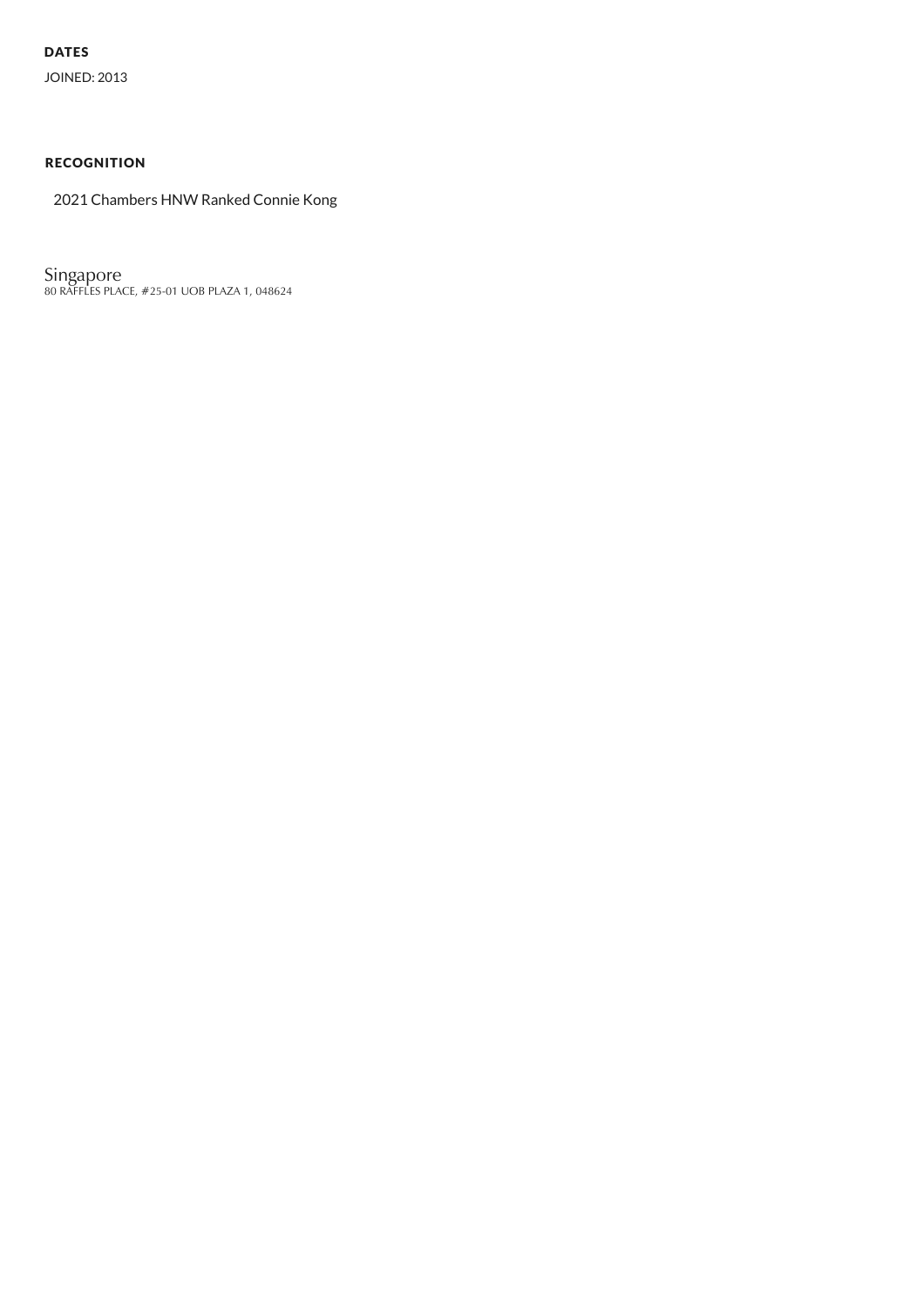### DATES

JOINED: 2013

### RECOGNITION

2021 Chambers HNW Ranked Connie Kong

Singapore
80 RAFFLES PLACE, #25-01 UOB PLAZA 1, 048624